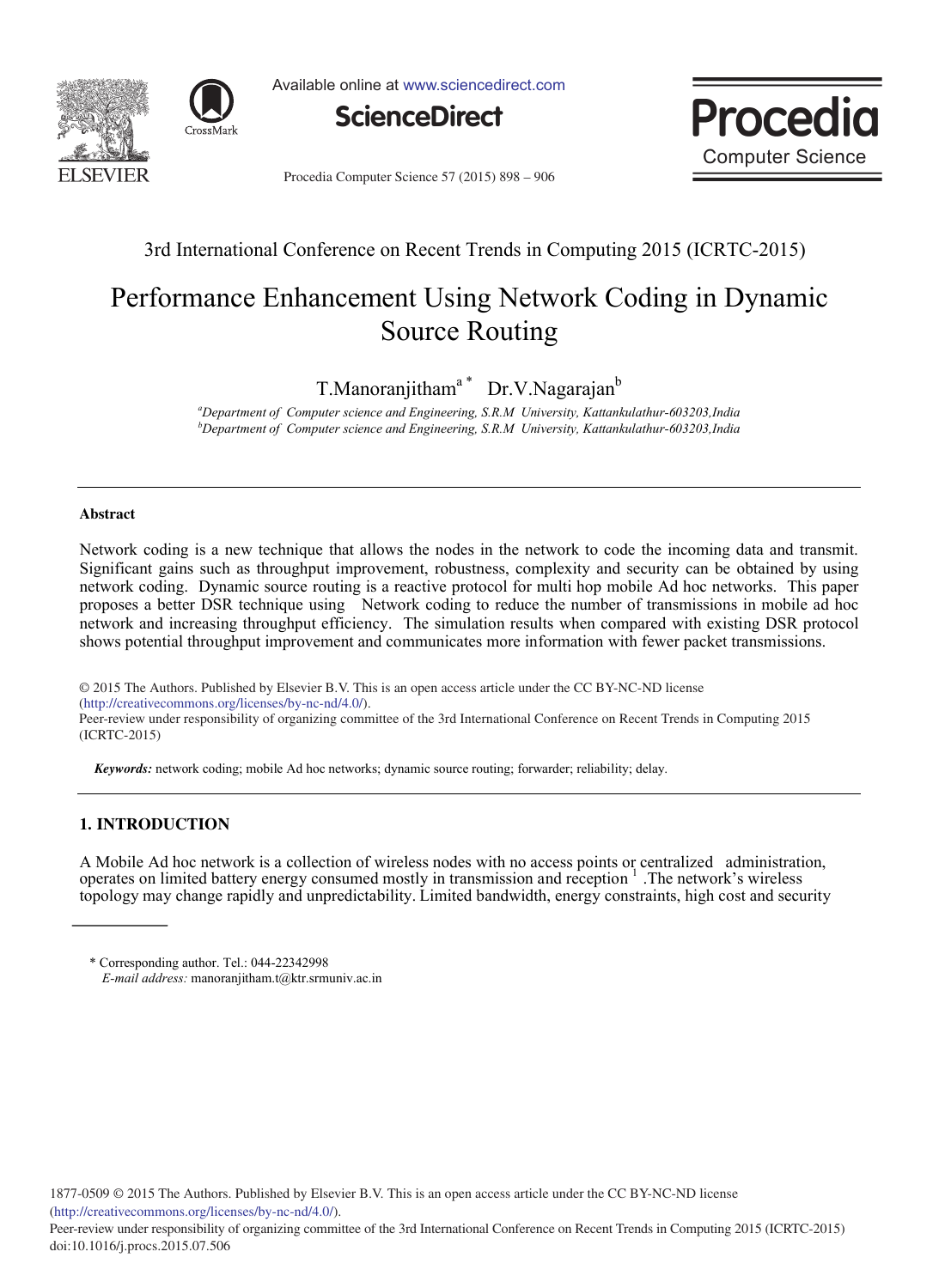3rd International Conference on Recent Trends in Computing 2015 (ICRTC-2015)

# Performance Enhancement Using Network Coding in Dynamic Source Routing

T.Manoranjitham[a *] Dr.V.Nagarajan[b]

[a]Department of Computer science and Engineering, S.R.M University, Kattankulathur-603203,India
[b]Department of Computer science and Engineering, S.R.M University, Kattankulathur-603203,India

## Abstract

Network coding is a new technique that allows the nodes in the network to code the incoming data and transmit. Significant gains such as throughput improvement, robustness, complexity and security can be obtained by using network coding. Dynamic source routing is a reactive protocol for multi hop mobile Ad hoc networks. This paper proposes a better DSR technique using Network coding to reduce the number of transmissions in mobile ad hoc network and increasing throughput efficiency. The simulation results when compared with existing DSR protocol shows potential throughput improvement and communicates more information with fewer packet transmissions.

© 2015 The Authors. Published by Elsevier B.V. This is an open access article under the CC BY-NC-ND license (http://creativecommons.org/licenses/by-nc-nd/4.0/).
Peer-review under responsibility of organizing committee of the 3rd International Conference on Recent Trends in Computing 2015 (ICRTC-2015)

***Keywords:*** network coding; mobile Ad hoc networks; dynamic source routing; forwarder; reliability; delay.

## 1. INTRODUCTION

A Mobile Ad hoc network is a collection of wireless nodes with no access points or centralized administration, operates on limited battery energy consumed mostly in transmission and reception [1] .The network's wireless topology may change rapidly and unpredictability. Limited bandwidth, energy constraints, high cost and security

\* Corresponding author. Tel.: 044-22342998
*E-mail address:* manoranjitham.t@ktr.srmuniv.ac.in

1877-0509 © 2015 The Authors. Published by Elsevier B.V. This is an open access article under the CC BY-NC-ND license (http://creativecommons.org/licenses/by-nc-nd/4.0/).
Peer-review under responsibility of organizing committee of the 3rd International Conference on Recent Trends in Computing 2015 (ICRTC-2015)
doi:10.1016/j.procs.2015.07.506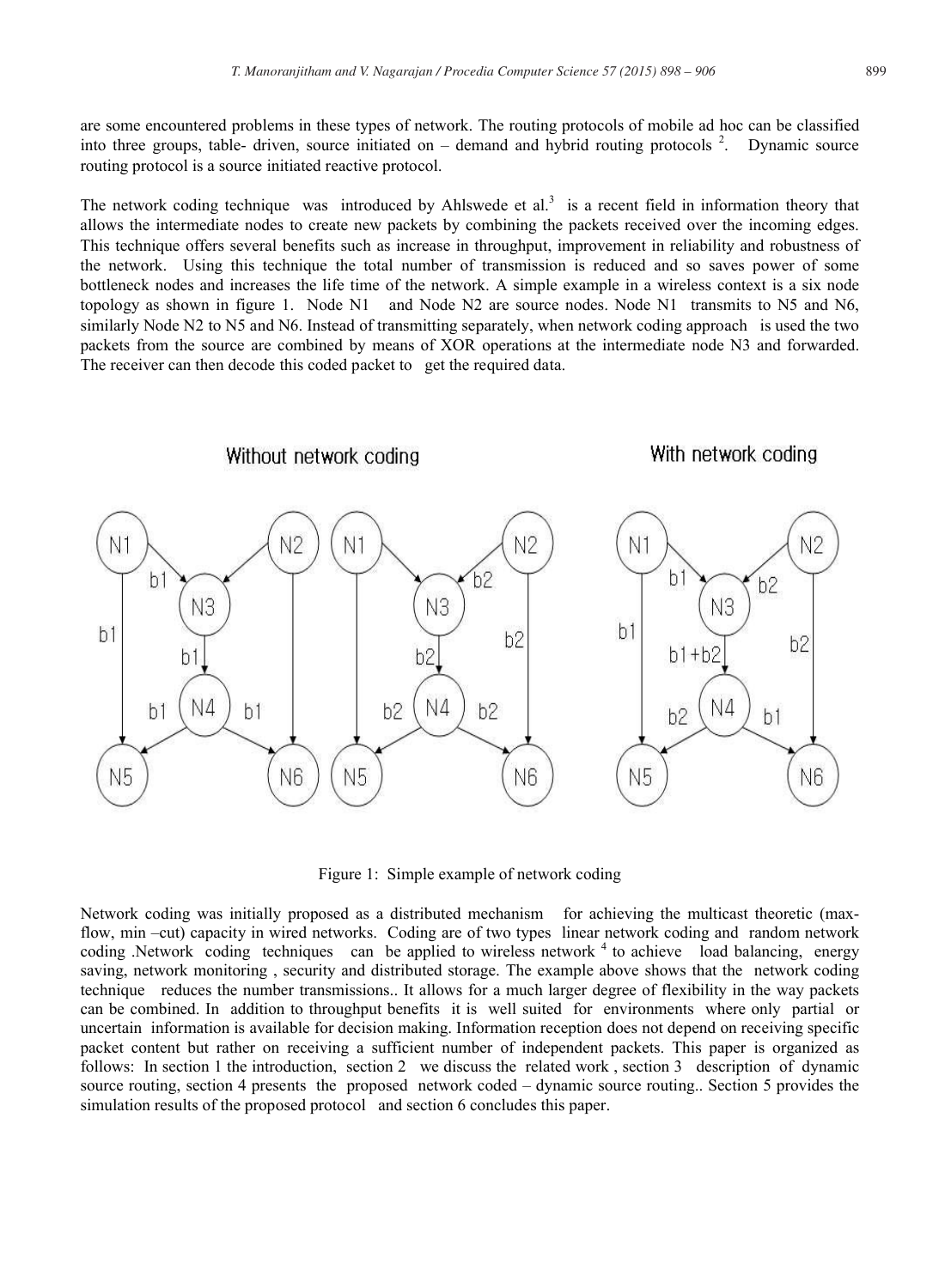are some encountered problems in these types of network. The routing protocols of mobile ad hoc can be classified into three groups, table- driven, source initiated on – demand and hybrid routing protocols [2]. Dynamic source routing protocol is a source initiated reactive protocol.

The network coding technique was introduced by Ahlswede et al.[3] is a recent field in information theory that allows the intermediate nodes to create new packets by combining the packets received over the incoming edges. This technique offers several benefits such as increase in throughput, improvement in reliability and robustness of the network. Using this technique the total number of transmission is reduced and so saves power of some bottleneck nodes and increases the life time of the network. A simple example in a wireless context is a six node topology as shown in figure 1. Node N1 and Node N2 are source nodes. Node N1 transmits to N5 and N6, similarly Node N2 to N5 and N6. Instead of transmitting separately, when network coding approach is used the two packets from the source are combined by means of XOR operations at the intermediate node N3 and forwarded. The receiver can then decode this coded packet to get the required data.

Figure 1: Simple example of network coding

Network coding was initially proposed as a distributed mechanism for achieving the multicast theoretic (max-flow, min –cut) capacity in wired networks. Coding are of two types linear network coding and random network coding .Network coding techniques can be applied to wireless network [4] to achieve load balancing, energy saving, network monitoring , security and distributed storage. The example above shows that the network coding technique reduces the number transmissions.. It allows for a much larger degree of flexibility in the way packets can be combined. In addition to throughput benefits it is well suited for environments where only partial or uncertain information is available for decision making. Information reception does not depend on receiving specific packet content but rather on receiving a sufficient number of independent packets. This paper is organized as follows: In section 1 the introduction, section 2 we discuss the related work , section 3 description of dynamic source routing, section 4 presents the proposed network coded – dynamic source routing.. Section 5 provides the simulation results of the proposed protocol and section 6 concludes this paper.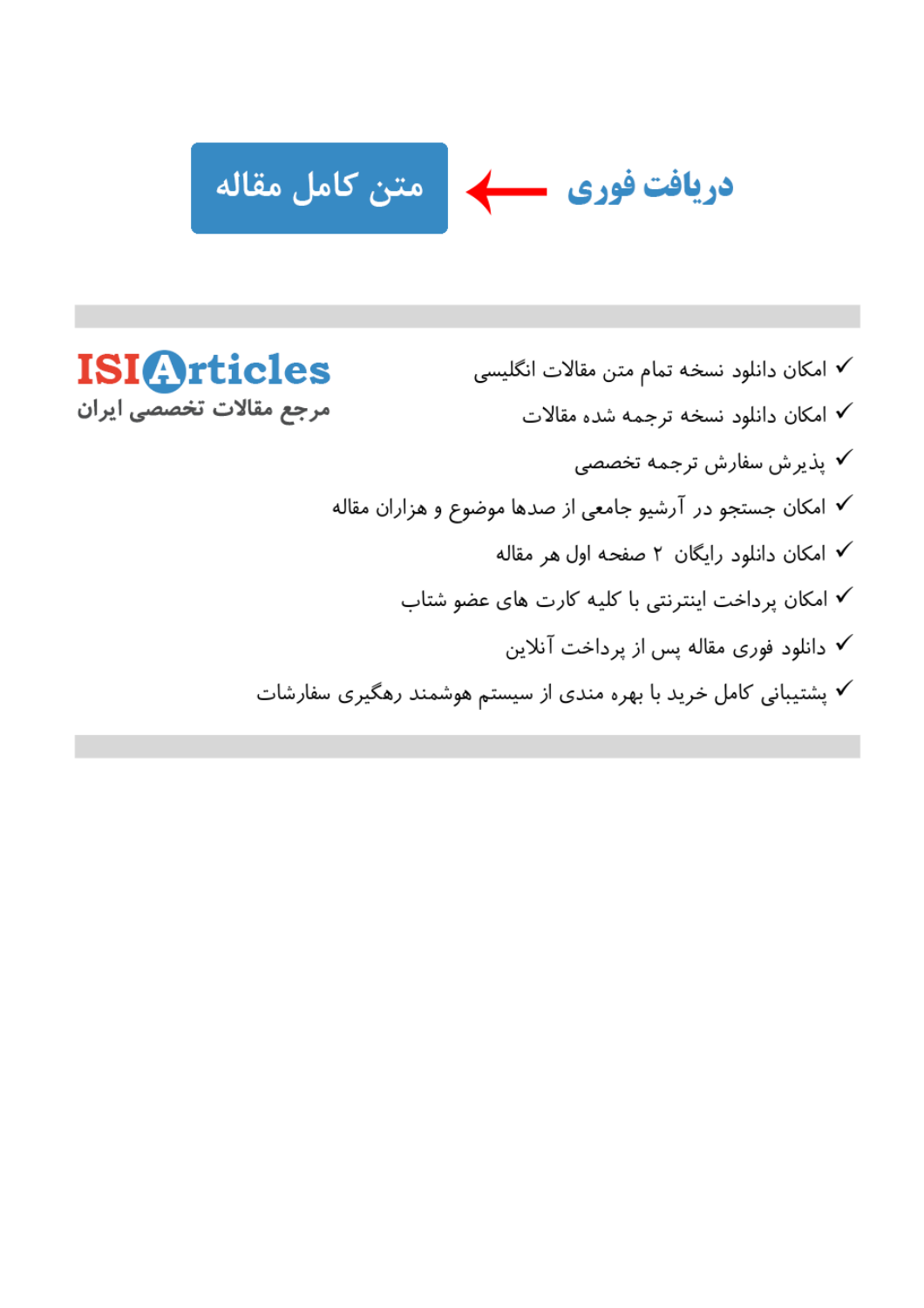دریافت فوری ← متن کامل مقاله

**ISIArticles**
مرجع مقالات تخصصی ایران

- ✓ امکان دانلود نسخه تمام متن مقالات انگلیسی
- ✓ امکان دانلود نسخه ترجمه شده مقالات
- ✓ پذیرش سفارش ترجمه تخصصی
- ✓ امکان جستجو در آرشیو جامعی از صدها موضوع و هزاران مقاله
- ✓ امکان دانلود رایگان ۲ صفحه اول هر مقاله
- ✓ امکان پرداخت اینترنتی با کلیه کارت های عضو شتاب
- ✓ دانلود فوری مقاله پس از پرداخت آنلاین
- ✓ پشتیبانی کامل خرید با بهره مندی از سیستم هوشمند رهگیری سفارشات